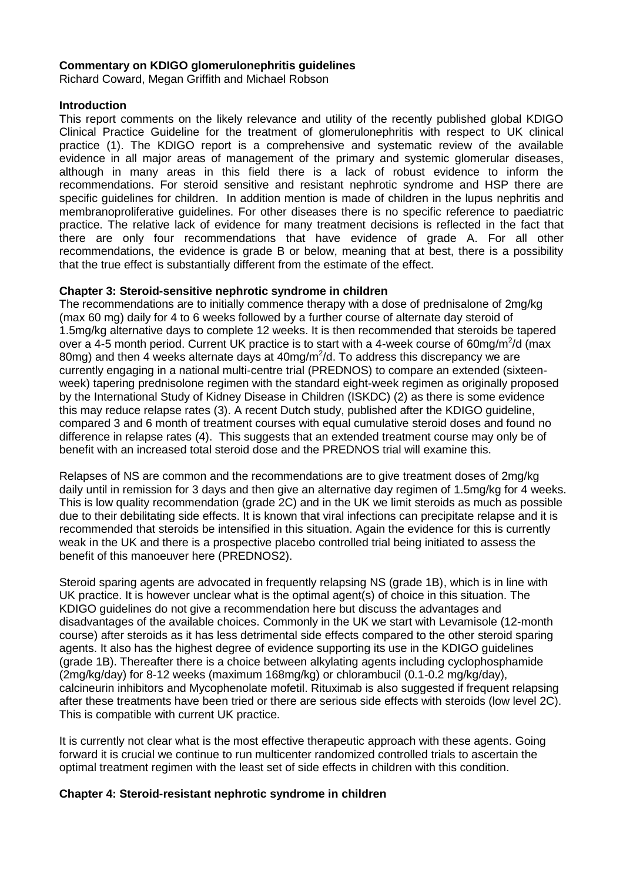**Commentary on KDIGO glomerulonephritis guidelines**

Richard Coward, Megan Griffith and Michael Robson

**Introduction**

This report comments on the likely relevance and utility of the recently published global KDIGO Clinical Practice Guideline for the treatment of glomerulonephritis with respect to UK clinical practice (1). The KDIGO report is a comprehensive and systematic review of the available evidence in all major areas of management of the primary and systemic glomerular diseases, although in many areas in this field there is a lack of robust evidence to inform the recommendations. For steroid sensitive and resistant nephrotic syndrome and HSP there are specific guidelines for children. In addition mention is made of children in the lupus nephritis and membranoproliferative guidelines. For other diseases there is no specific reference to paediatric practice. The relative lack of evidence for many treatment decisions is reflected in the fact that there are only four recommendations that have evidence of grade A. For all other recommendations, the evidence is grade B or below, meaning that at best, there is a possibility that the true effect is substantially different from the estimate of the effect.

**Chapter 3: Steroid-sensitive nephrotic syndrome in children**

The recommendations are to initially commence therapy with a dose of prednisalone of 2mg/kg (max 60 mg) daily for 4 to 6 weeks followed by a further course of alternate day steroid of 1.5mg/kg alternative days to complete 12 weeks. It is then recommended that steroids be tapered over a 4-5 month period. Current UK practice is to start with a 4-week course of 60mg/m$^2$/d (max 80mg) and then 4 weeks alternate days at 40mg/m$^2$/d. To address this discrepancy we are currently engaging in a national multi-centre trial (PREDNOS) to compare an extended (sixteen-week) tapering prednisolone regimen with the standard eight-week regimen as originally proposed by the International Study of Kidney Disease in Children (ISKDC) (2) as there is some evidence this may reduce relapse rates (3). A recent Dutch study, published after the KDIGO guideline, compared 3 and 6 month of treatment courses with equal cumulative steroid doses and found no difference in relapse rates (4). This suggests that an extended treatment course may only be of benefit with an increased total steroid dose and the PREDNOS trial will examine this.

Relapses of NS are common and the recommendations are to give treatment doses of 2mg/kg daily until in remission for 3 days and then give an alternative day regimen of 1.5mg/kg for 4 weeks. This is low quality recommendation (grade 2C) and in the UK we limit steroids as much as possible due to their debilitating side effects. It is known that viral infections can precipitate relapse and it is recommended that steroids be intensified in this situation. Again the evidence for this is currently weak in the UK and there is a prospective placebo controlled trial being initiated to assess the benefit of this manoeuver here (PREDNOS2).

Steroid sparing agents are advocated in frequently relapsing NS (grade 1B), which is in line with UK practice. It is however unclear what is the optimal agent(s) of choice in this situation. The KDIGO guidelines do not give a recommendation here but discuss the advantages and disadvantages of the available choices. Commonly in the UK we start with Levamisole (12-month course) after steroids as it has less detrimental side effects compared to the other steroid sparing agents. It also has the highest degree of evidence supporting its use in the KDIGO guidelines (grade 1B). Thereafter there is a choice between alkylating agents including cyclophosphamide (2mg/kg/day) for 8-12 weeks (maximum 168mg/kg) or chlorambucil (0.1-0.2 mg/kg/day), calcineurin inhibitors and Mycophenolate mofetil. Rituximab is also suggested if frequent relapsing after these treatments have been tried or there are serious side effects with steroids (low level 2C). This is compatible with current UK practice.

It is currently not clear what is the most effective therapeutic approach with these agents. Going forward it is crucial we continue to run multicenter randomized controlled trials to ascertain the optimal treatment regimen with the least set of side effects in children with this condition.

**Chapter 4: Steroid-resistant nephrotic syndrome in children**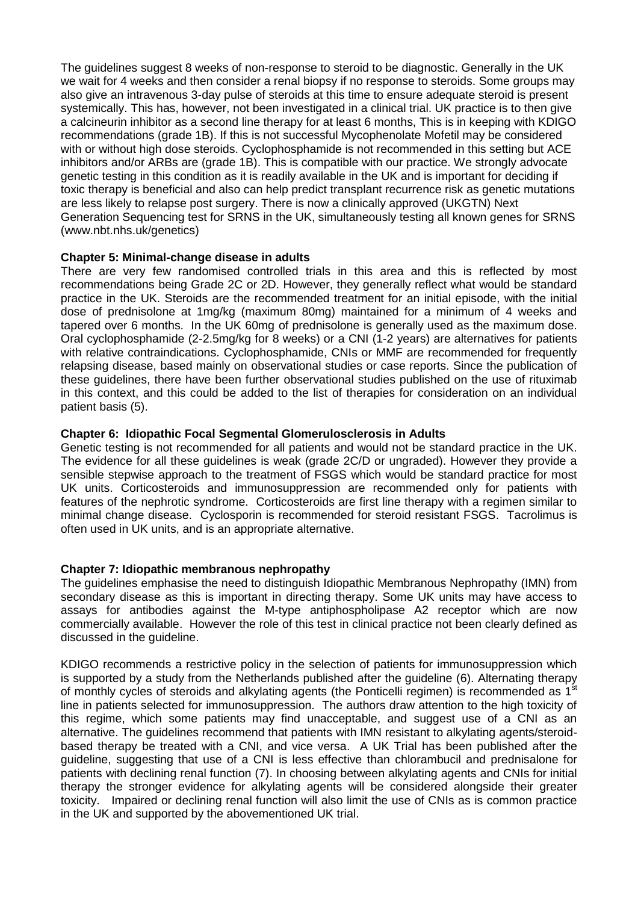The guidelines suggest 8 weeks of non-response to steroid to be diagnostic. Generally in the UK we wait for 4 weeks and then consider a renal biopsy if no response to steroids. Some groups may also give an intravenous 3-day pulse of steroids at this time to ensure adequate steroid is present systemically. This has, however, not been investigated in a clinical trial. UK practice is to then give a calcineurin inhibitor as a second line therapy for at least 6 months, This is in keeping with KDIGO recommendations (grade 1B). If this is not successful Mycophenolate Mofetil may be considered with or without high dose steroids. Cyclophosphamide is not recommended in this setting but ACE inhibitors and/or ARBs are (grade 1B). This is compatible with our practice. We strongly advocate genetic testing in this condition as it is readily available in the UK and is important for deciding if toxic therapy is beneficial and also can help predict transplant recurrence risk as genetic mutations are less likely to relapse post surgery. There is now a clinically approved (UKGTN) Next Generation Sequencing test for SRNS in the UK, simultaneously testing all known genes for SRNS (www.nbt.nhs.uk/genetics)

**Chapter 5: Minimal-change disease in adults**

There are very few randomised controlled trials in this area and this is reflected by most recommendations being Grade 2C or 2D. However, they generally reflect what would be standard practice in the UK. Steroids are the recommended treatment for an initial episode, with the initial dose of prednisolone at 1mg/kg (maximum 80mg) maintained for a minimum of 4 weeks and tapered over 6 months. In the UK 60mg of prednisolone is generally used as the maximum dose. Oral cyclophosphamide (2-2.5mg/kg for 8 weeks) or a CNI (1-2 years) are alternatives for patients with relative contraindications. Cyclophosphamide, CNIs or MMF are recommended for frequently relapsing disease, based mainly on observational studies or case reports. Since the publication of these guidelines, there have been further observational studies published on the use of rituximab in this context, and this could be added to the list of therapies for consideration on an individual patient basis (5).

**Chapter 6: Idiopathic Focal Segmental Glomerulosclerosis in Adults**

Genetic testing is not recommended for all patients and would not be standard practice in the UK. The evidence for all these guidelines is weak (grade 2C/D or ungraded). However they provide a sensible stepwise approach to the treatment of FSGS which would be standard practice for most UK units. Corticosteroids and immunosuppression are recommended only for patients with features of the nephrotic syndrome. Corticosteroids are first line therapy with a regimen similar to minimal change disease. Cyclosporin is recommended for steroid resistant FSGS. Tacrolimus is often used in UK units, and is an appropriate alternative.

**Chapter 7: Idiopathic membranous nephropathy**

The guidelines emphasise the need to distinguish Idiopathic Membranous Nephropathy (IMN) from secondary disease as this is important in directing therapy. Some UK units may have access to assays for antibodies against the M-type antiphospholipase A2 receptor which are now commercially available. However the role of this test in clinical practice not been clearly defined as discussed in the guideline.

KDIGO recommends a restrictive policy in the selection of patients for immunosuppression which is supported by a study from the Netherlands published after the guideline (6). Alternating therapy of monthly cycles of steroids and alkylating agents (the Ponticelli regimen) is recommended as 1st line in patients selected for immunosuppression. The authors draw attention to the high toxicity of this regime, which some patients may find unacceptable, and suggest use of a CNI as an alternative. The guidelines recommend that patients with IMN resistant to alkylating agents/steroid-based therapy be treated with a CNI, and vice versa. A UK Trial has been published after the guideline, suggesting that use of a CNI is less effective than chlorambucil and prednisalone for patients with declining renal function (7). In choosing between alkylating agents and CNIs for initial therapy the stronger evidence for alkylating agents will be considered alongside their greater toxicity. Impaired or declining renal function will also limit the use of CNIs as is common practice in the UK and supported by the abovementioned UK trial.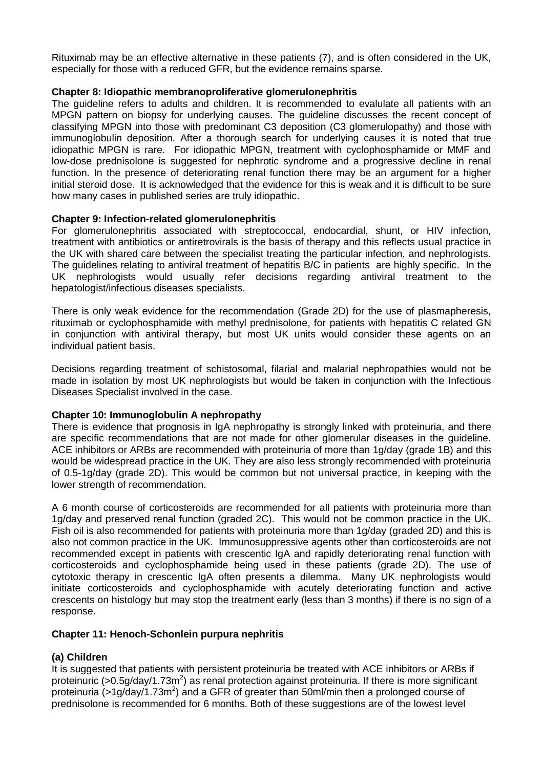Rituximab may be an effective alternative in these patients (7), and is often considered in the UK, especially for those with a reduced GFR, but the evidence remains sparse.

**Chapter 8: Idiopathic membranoproliferative glomerulonephritis**

The guideline refers to adults and children. It is recommended to evaluate all patients with an MPGN pattern on biopsy for underlying causes. The guideline discusses the recent concept of classifying MPGN into those with predominant C3 deposition (C3 glomerulopathy) and those with immunoglobulin deposition. After a thorough search for underlying causes it is noted that true idiopathic MPGN is rare. For idiopathic MPGN, treatment with cyclophosphamide or MMF and low-dose prednisolone is suggested for nephrotic syndrome and a progressive decline in renal function. In the presence of deteriorating renal function there may be an argument for a higher initial steroid dose. It is acknowledged that the evidence for this is weak and it is difficult to be sure how many cases in published series are truly idiopathic.

**Chapter 9: Infection-related glomerulonephritis**

For glomerulonephritis associated with streptococcal, endocardial, shunt, or HIV infection, treatment with antibiotics or antiretrovirals is the basis of therapy and this reflects usual practice in the UK with shared care between the specialist treating the particular infection, and nephrologists. The guidelines relating to antiviral treatment of hepatitis B/C in patients are highly specific. In the UK nephrologists would usually refer decisions regarding antiviral treatment to the hepatologist/infectious diseases specialists.

There is only weak evidence for the recommendation (Grade 2D) for the use of plasmapheresis, rituximab or cyclophosphamide with methyl prednisolone, for patients with hepatitis C related GN in conjunction with antiviral therapy, but most UK units would consider these agents on an individual patient basis.

Decisions regarding treatment of schistosomal, filarial and malarial nephropathies would not be made in isolation by most UK nephrologists but would be taken in conjunction with the Infectious Diseases Specialist involved in the case.

**Chapter 10: Immunoglobulin A nephropathy**

There is evidence that prognosis in IgA nephropathy is strongly linked with proteinuria, and there are specific recommendations that are not made for other glomerular diseases in the guideline. ACE inhibitors or ARBs are recommended with proteinuria of more than 1g/day (grade 1B) and this would be widespread practice in the UK. They are also less strongly recommended with proteinuria of 0.5-1g/day (grade 2D). This would be common but not universal practice, in keeping with the lower strength of recommendation.

A 6 month course of corticosteroids are recommended for all patients with proteinuria more than 1g/day and preserved renal function (graded 2C). This would not be common practice in the UK. Fish oil is also recommended for patients with proteinuria more than 1g/day (graded 2D) and this is also not common practice in the UK. Immunosuppressive agents other than corticosteroids are not recommended except in patients with crescentic IgA and rapidly deteriorating renal function with corticosteroids and cyclophosphamide being used in these patients (grade 2D). The use of cytotoxic therapy in crescentic IgA often presents a dilemma. Many UK nephrologists would initiate corticosteroids and cyclophosphamide with acutely deteriorating function and active crescents on histology but may stop the treatment early (less than 3 months) if there is no sign of a response.

**Chapter 11: Henoch-Schonlein purpura nephritis**

**(a) Children**

It is suggested that patients with persistent proteinuria be treated with ACE inhibitors or ARBs if proteinuric (>0.5g/day/1.73m$^2$) as renal protection against proteinuria. If there is more significant proteinuria (>1g/day/1.73m$^2$) and a GFR of greater than 50ml/min then a prolonged course of prednisolone is recommended for 6 months. Both of these suggestions are of the lowest level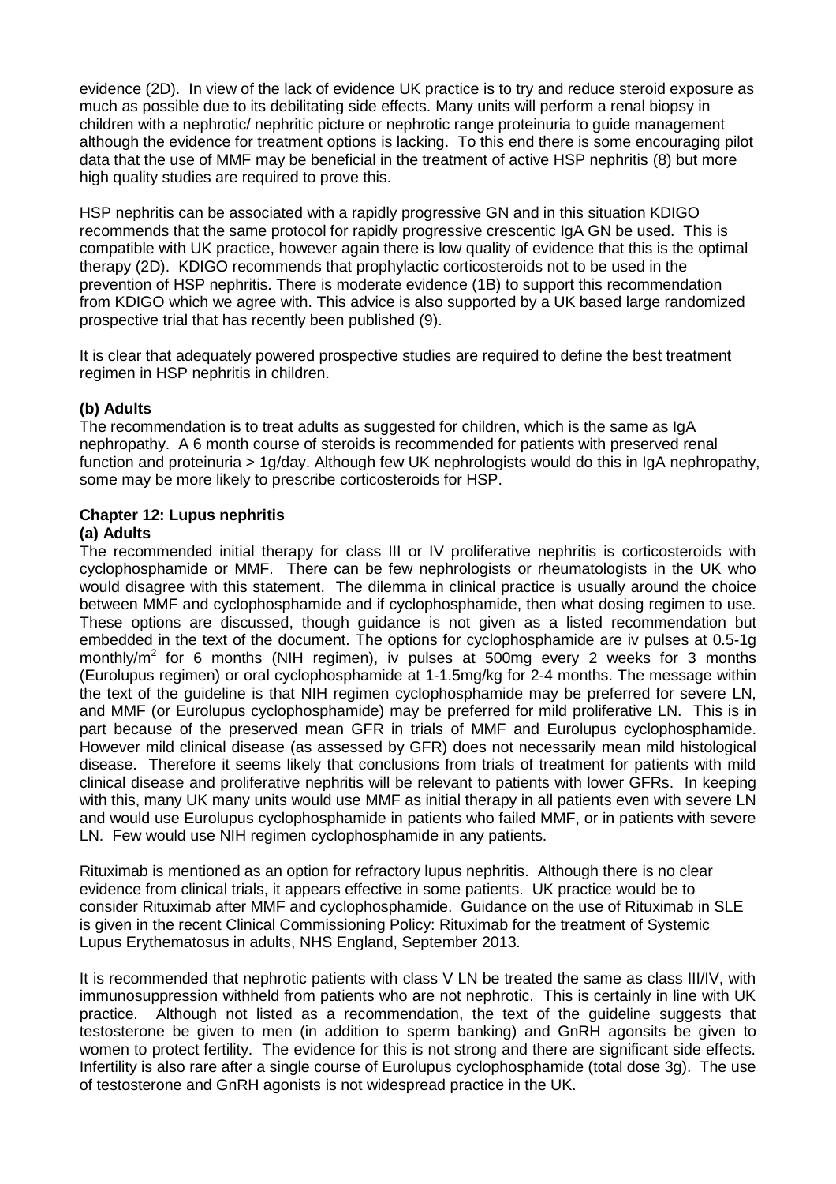evidence (2D). In view of the lack of evidence UK practice is to try and reduce steroid exposure as much as possible due to its debilitating side effects. Many units will perform a renal biopsy in children with a nephrotic/ nephritic picture or nephrotic range proteinuria to guide management although the evidence for treatment options is lacking. To this end there is some encouraging pilot data that the use of MMF may be beneficial in the treatment of active HSP nephritis (8) but more high quality studies are required to prove this.

HSP nephritis can be associated with a rapidly progressive GN and in this situation KDIGO recommends that the same protocol for rapidly progressive crescentic IgA GN be used. This is compatible with UK practice, however again there is low quality of evidence that this is the optimal therapy (2D). KDIGO recommends that prophylactic corticosteroids not to be used in the prevention of HSP nephritis. There is moderate evidence (1B) to support this recommendation from KDIGO which we agree with. This advice is also supported by a UK based large randomized prospective trial that has recently been published (9).

It is clear that adequately powered prospective studies are required to define the best treatment regimen in HSP nephritis in children.

**(b) Adults**

The recommendation is to treat adults as suggested for children, which is the same as IgA nephropathy. A 6 month course of steroids is recommended for patients with preserved renal function and proteinuria > 1g/day. Although few UK nephrologists would do this in IgA nephropathy, some may be more likely to prescribe corticosteroids for HSP.

## Chapter 12: Lupus nephritis

**(a) Adults**

The recommended initial therapy for class III or IV proliferative nephritis is corticosteroids with cyclophosphamide or MMF. There can be few nephrologists or rheumatologists in the UK who would disagree with this statement. The dilemma in clinical practice is usually around the choice between MMF and cyclophosphamide and if cyclophosphamide, then what dosing regimen to use. These options are discussed, though guidance is not given as a listed recommendation but embedded in the text of the document. The options for cyclophosphamide are iv pulses at 0.5-1g monthly/$m^2$ for 6 months (NIH regimen), iv pulses at 500mg every 2 weeks for 3 months (Eurolupus regimen) or oral cyclophosphamide at 1-1.5mg/kg for 2-4 months. The message within the text of the guideline is that NIH regimen cyclophosphamide may be preferred for severe LN, and MMF (or Eurolupus cyclophosphamide) may be preferred for mild proliferative LN. This is in part because of the preserved mean GFR in trials of MMF and Eurolupus cyclophosphamide. However mild clinical disease (as assessed by GFR) does not necessarily mean mild histological disease. Therefore it seems likely that conclusions from trials of treatment for patients with mild clinical disease and proliferative nephritis will be relevant to patients with lower GFRs. In keeping with this, many UK units would use MMF as initial therapy in all patients even with severe LN and would use Eurolupus cyclophosphamide in patients who failed MMF, or in patients with severe LN. Few would use NIH regimen cyclophosphamide in any patients.

Rituximab is mentioned as an option for refractory lupus nephritis. Although there is no clear evidence from clinical trials, it appears effective in some patients. UK practice would be to consider Rituximab after MMF and cyclophosphamide. Guidance on the use of Rituximab in SLE is given in the recent Clinical Commissioning Policy: Rituximab for the treatment of Systemic Lupus Erythematosus in adults, NHS England, September 2013.

It is recommended that nephrotic patients with class V LN be treated the same as class III/IV, with immunosuppression withheld from patients who are not nephrotic. This is certainly in line with UK practice. Although not listed as a recommendation, the text of the guideline suggests that testosterone be given to men (in addition to sperm banking) and GnRH agonsits be given to women to protect fertility. The evidence for this is not strong and there are significant side effects. Infertility is also rare after a single course of Eurolupus cyclophosphamide (total dose 3g). The use of testosterone and GnRH agonists is not widespread practice in the UK.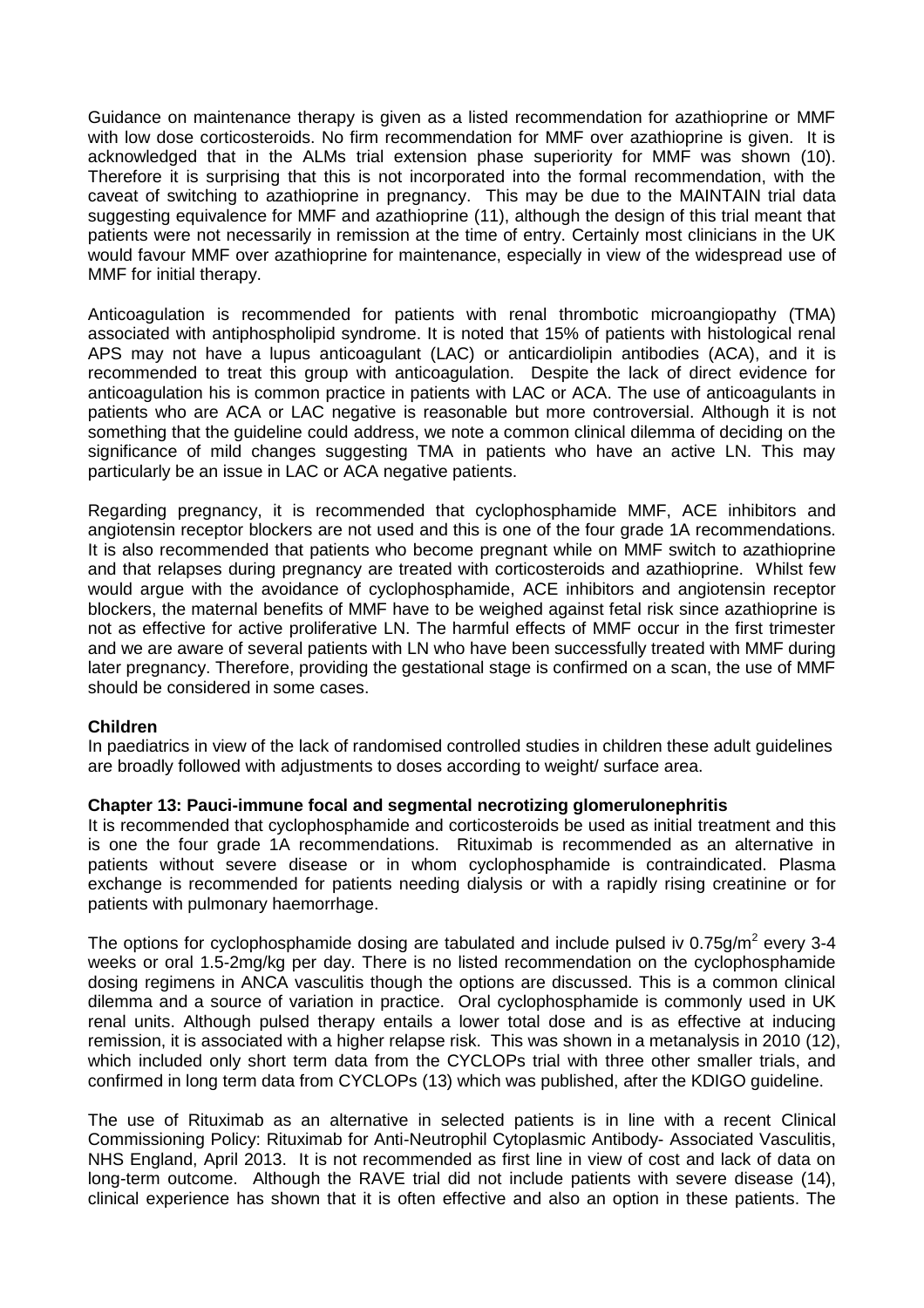Guidance on maintenance therapy is given as a listed recommendation for azathioprine or MMF with low dose corticosteroids. No firm recommendation for MMF over azathioprine is given. It is acknowledged that in the ALMs trial extension phase superiority for MMF was shown (10). Therefore it is surprising that this is not incorporated into the formal recommendation, with the caveat of switching to azathioprine in pregnancy. This may be due to the MAINTAIN trial data suggesting equivalence for MMF and azathioprine (11), although the design of this trial meant that patients were not necessarily in remission at the time of entry. Certainly most clinicians in the UK would favour MMF over azathioprine for maintenance, especially in view of the widespread use of MMF for initial therapy.

Anticoagulation is recommended for patients with renal thrombotic microangiopathy (TMA) associated with antiphospholipid syndrome. It is noted that 15% of patients with histological renal APS may not have a lupus anticoagulant (LAC) or anticardiolipin antibodies (ACA), and it is recommended to treat this group with anticoagulation. Despite the lack of direct evidence for anticoagulation his is common practice in patients with LAC or ACA. The use of anticoagulants in patients who are ACA or LAC negative is reasonable but more controversial. Although it is not something that the guideline could address, we note a common clinical dilemma of deciding on the significance of mild changes suggesting TMA in patients who have an active LN. This may particularly be an issue in LAC or ACA negative patients.

Regarding pregnancy, it is recommended that cyclophosphamide MMF, ACE inhibitors and angiotensin receptor blockers are not used and this is one of the four grade 1A recommendations. It is also recommended that patients who become pregnant while on MMF switch to azathioprine and that relapses during pregnancy are treated with corticosteroids and azathioprine. Whilst few would argue with the avoidance of cyclophosphamide, ACE inhibitors and angiotensin receptor blockers, the maternal benefits of MMF have to be weighed against fetal risk since azathioprine is not as effective for active proliferative LN. The harmful effects of MMF occur in the first trimester and we are aware of several patients with LN who have been successfully treated with MMF during later pregnancy. Therefore, providing the gestational stage is confirmed on a scan, the use of MMF should be considered in some cases.

**Children**

In paediatrics in view of the lack of randomised controlled studies in children these adult guidelines are broadly followed with adjustments to doses according to weight/ surface area.

**Chapter 13: Pauci-immune focal and segmental necrotizing glomerulonephritis**

It is recommended that cyclophosphamide and corticosteroids be used as initial treatment and this is one the four grade 1A recommendations. Rituximab is recommended as an alternative in patients without severe disease or in whom cyclophosphamide is contraindicated. Plasma exchange is recommended for patients needing dialysis or with a rapidly rising creatinine or for patients with pulmonary haemorrhage.

The options for cyclophosphamide dosing are tabulated and include pulsed iv $0.75 g/m^2$ every 3-4 weeks or oral 1.5-2mg/kg per day. There is no listed recommendation on the cyclophosphamide dosing regimens in ANCA vasculitis though the options are discussed. This is a common clinical dilemma and a source of variation in practice. Oral cyclophosphamide is commonly used in UK renal units. Although pulsed therapy entails a lower total dose and is as effective at inducing remission, it is associated with a higher relapse risk. This was shown in a metanalysis in 2010 (12), which included only short term data from the CYCLOPs trial with three other smaller trials, and confirmed in long term data from CYCLOPs (13) which was published, after the KDIGO guideline.

The use of Rituximab as an alternative in selected patients is in line with a recent Clinical Commissioning Policy: Rituximab for Anti-Neutrophil Cytoplasmic Antibody- Associated Vasculitis, NHS England, April 2013. It is not recommended as first line in view of cost and lack of data on long-term outcome. Although the RAVE trial did not include patients with severe disease (14), clinical experience has shown that it is often effective and also an option in these patients. The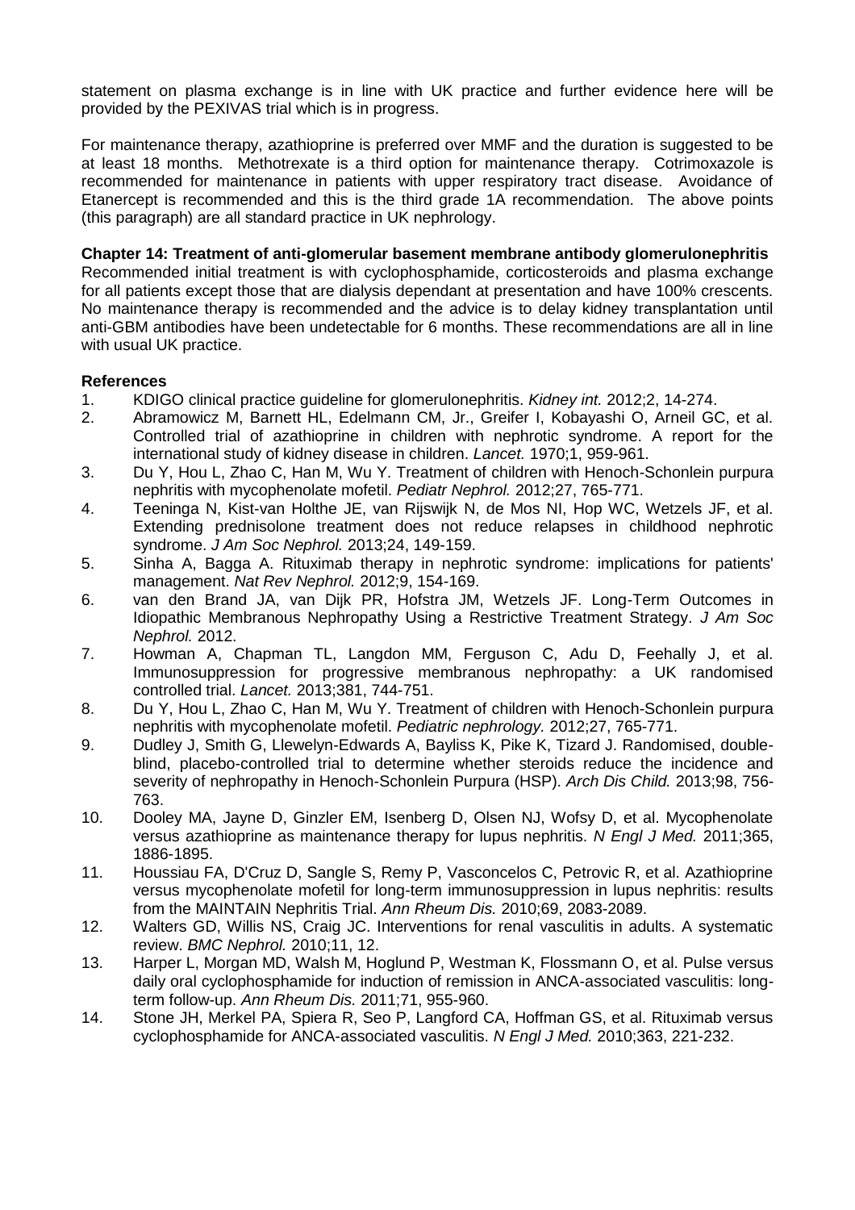statement on plasma exchange is in line with UK practice and further evidence here will be provided by the PEXIVAS trial which is in progress.

For maintenance therapy, azathioprine is preferred over MMF and the duration is suggested to be at least 18 months. Methotrexate is a third option for maintenance therapy. Cotrimoxazole is recommended for maintenance in patients with upper respiratory tract disease. Avoidance of Etanercept is recommended and this is the third grade 1A recommendation. The above points (this paragraph) are all standard practice in UK nephrology.

**Chapter 14: Treatment of anti-glomerular basement membrane antibody glomerulonephritis**
Recommended initial treatment is with cyclophosphamide, corticosteroids and plasma exchange for all patients except those that are dialysis dependant at presentation and have 100% crescents. No maintenance therapy is recommended and the advice is to delay kidney transplantation until anti-GBM antibodies have been undetectable for 6 months. These recommendations are all in line with usual UK practice.

**References**

1. KDIGO clinical practice guideline for glomerulonephritis. *Kidney int.* 2012;2, 14-274.
2. Abramowicz M, Barnett HL, Edelmann CM, Jr., Greifer I, Kobayashi O, Arneil GC, et al. Controlled trial of azathioprine in children with nephrotic syndrome. A report for the international study of kidney disease in children. *Lancet.* 1970;1, 959-961.
3. Du Y, Hou L, Zhao C, Han M, Wu Y. Treatment of children with Henoch-Schonlein purpura nephritis with mycophenolate mofetil. *Pediatr Nephrol.* 2012;27, 765-771.
4. Teeninga N, Kist-van Holthe JE, van Rijswijk N, de Mos NI, Hop WC, Wetzels JF, et al. Extending prednisolone treatment does not reduce relapses in childhood nephrotic syndrome. *J Am Soc Nephrol.* 2013;24, 149-159.
5. Sinha A, Bagga A. Rituximab therapy in nephrotic syndrome: implications for patients' management. *Nat Rev Nephrol.* 2012;9, 154-169.
6. van den Brand JA, van Dijk PR, Hofstra JM, Wetzels JF. Long-Term Outcomes in Idiopathic Membranous Nephropathy Using a Restrictive Treatment Strategy. *J Am Soc Nephrol.* 2012.
7. Howman A, Chapman TL, Langdon MM, Ferguson C, Adu D, Feehally J, et al. Immunosuppression for progressive membranous nephropathy: a UK randomised controlled trial. *Lancet.* 2013;381, 744-751.
8. Du Y, Hou L, Zhao C, Han M, Wu Y. Treatment of children with Henoch-Schonlein purpura nephritis with mycophenolate mofetil. *Pediatric nephrology.* 2012;27, 765-771.
9. Dudley J, Smith G, Llewelyn-Edwards A, Bayliss K, Pike K, Tizard J. Randomised, double-blind, placebo-controlled trial to determine whether steroids reduce the incidence and severity of nephropathy in Henoch-Schonlein Purpura (HSP). *Arch Dis Child.* 2013;98, 756-763.
10. Dooley MA, Jayne D, Ginzler EM, Isenberg D, Olsen NJ, Wofsy D, et al. Mycophenolate versus azathioprine as maintenance therapy for lupus nephritis. *N Engl J Med.* 2011;365, 1886-1895.
11. Houssiau FA, D'Cruz D, Sangle S, Remy P, Vasconcelos C, Petrovic R, et al. Azathioprine versus mycophenolate mofetil for long-term immunosuppression in lupus nephritis: results from the MAINTAIN Nephritis Trial. *Ann Rheum Dis.* 2010;69, 2083-2089.
12. Walters GD, Willis NS, Craig JC. Interventions for renal vasculitis in adults. A systematic review. *BMC Nephrol.* 2010;11, 12.
13. Harper L, Morgan MD, Walsh M, Hoglund P, Westman K, Flossmann O, et al. Pulse versus daily oral cyclophosphamide for induction of remission in ANCA-associated vasculitis: long-term follow-up. *Ann Rheum Dis.* 2011;71, 955-960.
14. Stone JH, Merkel PA, Spiera R, Seo P, Langford CA, Hoffman GS, et al. Rituximab versus cyclophosphamide for ANCA-associated vasculitis. *N Engl J Med.* 2010;363, 221-232.